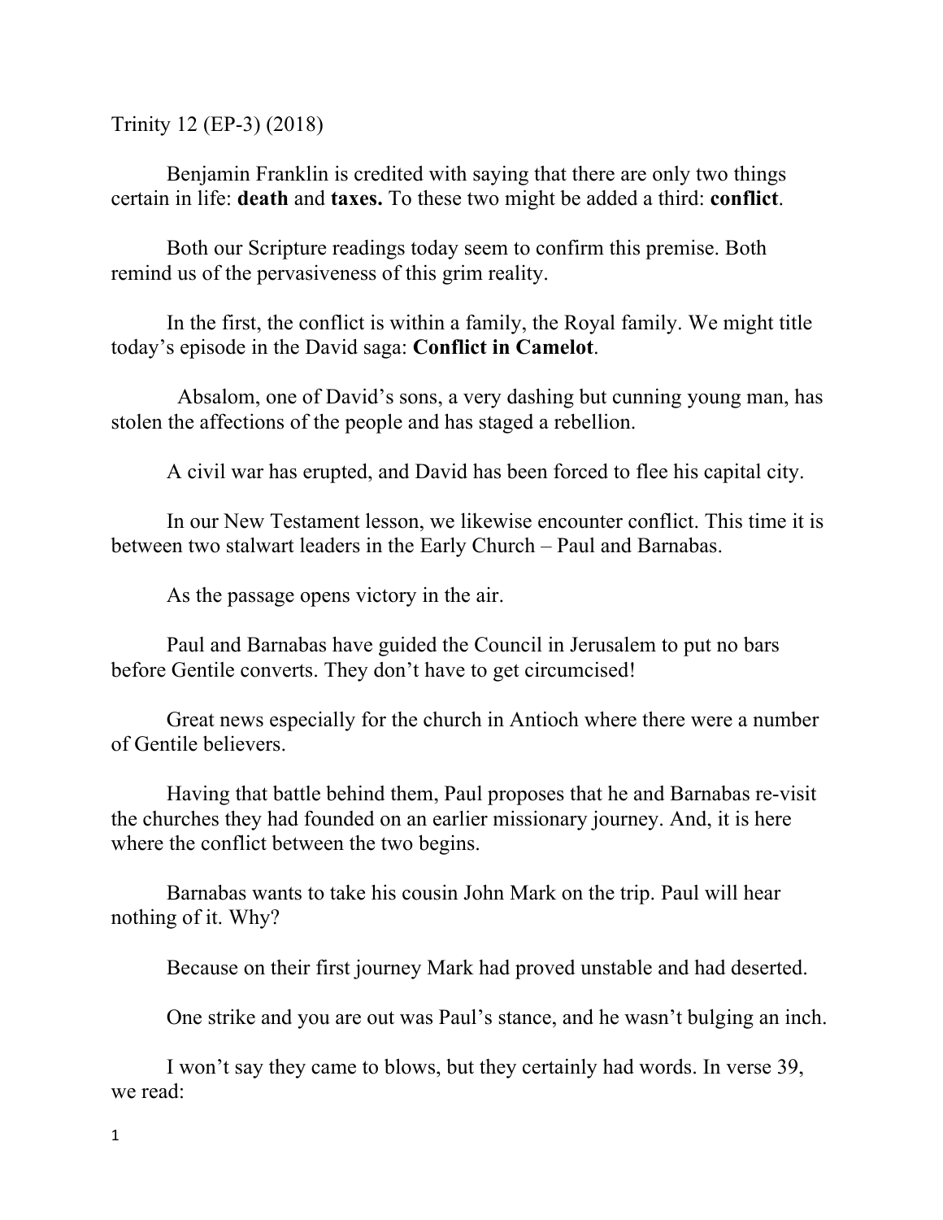Trinity 12 (EP-3) (2018)

Benjamin Franklin is credited with saying that there are only two things certain in life: **death** and **taxes.** To these two might be added a third: **conflict**.

Both our Scripture readings today seem to confirm this premise. Both remind us of the pervasiveness of this grim reality.

In the first, the conflict is within a family, the Royal family. We might title today's episode in the David saga: **Conflict in Camelot**.

Absalom, one of David's sons, a very dashing but cunning young man, has stolen the affections of the people and has staged a rebellion.

A civil war has erupted, and David has been forced to flee his capital city.

In our New Testament lesson, we likewise encounter conflict. This time it is between two stalwart leaders in the Early Church – Paul and Barnabas.

As the passage opens victory in the air.

Paul and Barnabas have guided the Council in Jerusalem to put no bars before Gentile converts. They don't have to get circumcised!

Great news especially for the church in Antioch where there were a number of Gentile believers.

Having that battle behind them, Paul proposes that he and Barnabas re-visit the churches they had founded on an earlier missionary journey. And, it is here where the conflict between the two begins.

Barnabas wants to take his cousin John Mark on the trip. Paul will hear nothing of it. Why?

Because on their first journey Mark had proved unstable and had deserted.

One strike and you are out was Paul's stance, and he wasn't bulging an inch.

I won't say they came to blows, but they certainly had words. In verse 39, we read: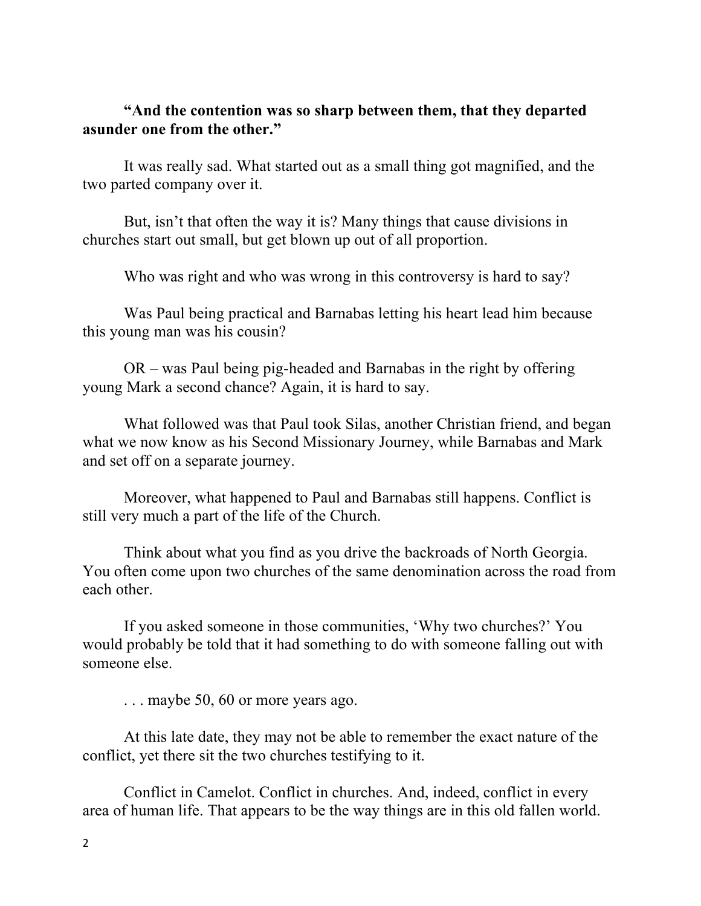**“And the contention was so sharp between them, that they departed asunder one from the other.”**

It was really sad. What started out as a small thing got magnified, and the two parted company over it.

But, isn’t that often the way it is? Many things that cause divisions in churches start out small, but get blown up out of all proportion.

Who was right and who was wrong in this controversy is hard to say?

Was Paul being practical and Barnabas letting his heart lead him because this young man was his cousin?

OR – was Paul being pig-headed and Barnabas in the right by offering young Mark a second chance? Again, it is hard to say.

What followed was that Paul took Silas, another Christian friend, and began what we now know as his Second Missionary Journey, while Barnabas and Mark and set off on a separate journey.

Moreover, what happened to Paul and Barnabas still happens. Conflict is still very much a part of the life of the Church.

Think about what you find as you drive the backroads of North Georgia. You often come upon two churches of the same denomination across the road from each other.

If you asked someone in those communities, ‘Why two churches?’ You would probably be told that it had something to do with someone falling out with someone else.

. . . maybe 50, 60 or more years ago.

At this late date, they may not be able to remember the exact nature of the conflict, yet there sit the two churches testifying to it.

Conflict in Camelot. Conflict in churches. And, indeed, conflict in every area of human life. That appears to be the way things are in this old fallen world.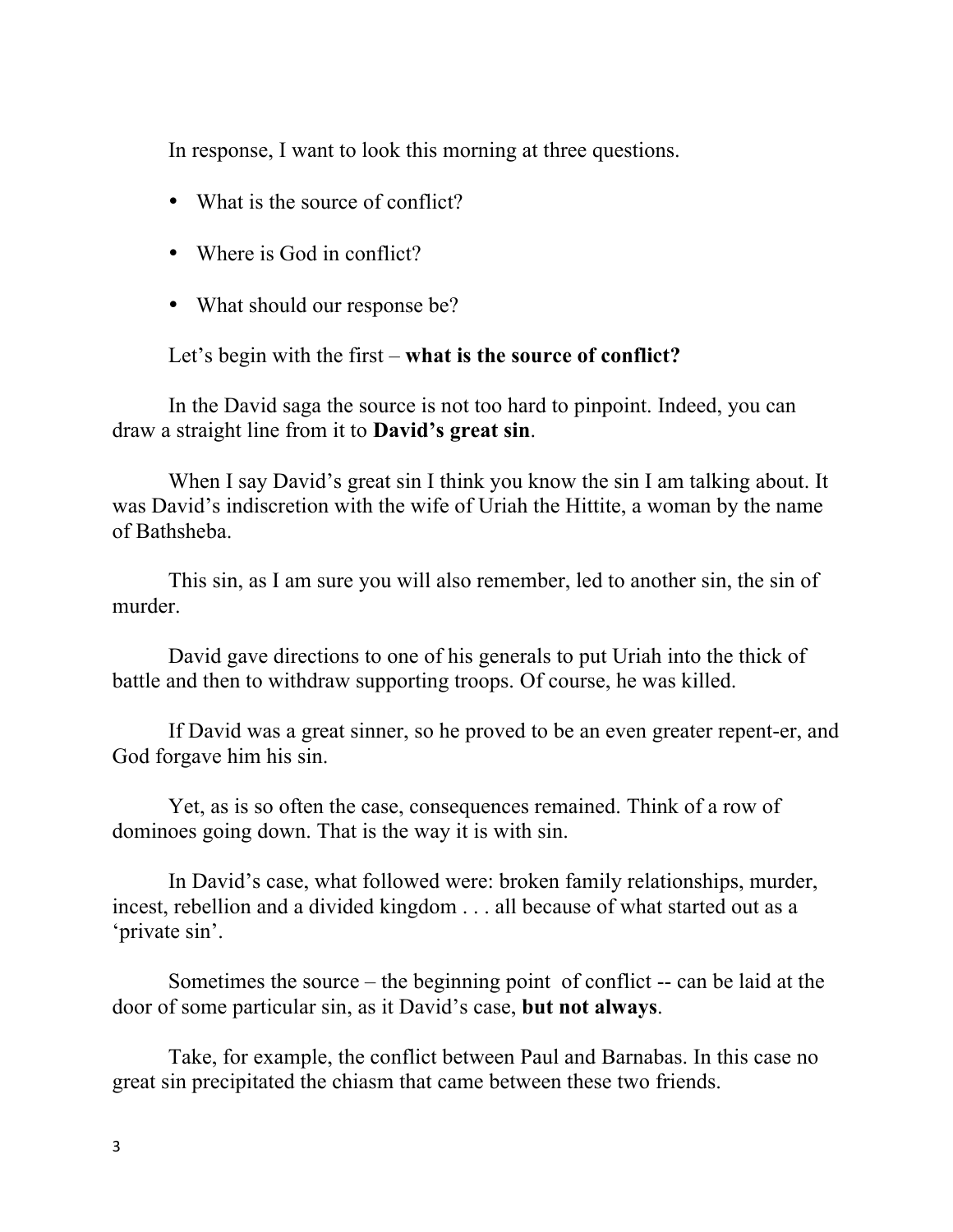In response, I want to look this morning at three questions.

- What is the source of conflict?
- Where is God in conflict?
- What should our response be?

Let's begin with the first – **what is the source of conflict?**

In the David saga the source is not too hard to pinpoint. Indeed, you can draw a straight line from it to **David's great sin**.

When I say David's great sin I think you know the sin I am talking about. It was David's indiscretion with the wife of Uriah the Hittite, a woman by the name of Bathsheba.

This sin, as I am sure you will also remember, led to another sin, the sin of murder.

David gave directions to one of his generals to put Uriah into the thick of battle and then to withdraw supporting troops. Of course, he was killed.

If David was a great sinner, so he proved to be an even greater repent-er, and God forgave him his sin.

Yet, as is so often the case, consequences remained. Think of a row of dominoes going down. That is the way it is with sin.

In David's case, what followed were: broken family relationships, murder, incest, rebellion and a divided kingdom . . . all because of what started out as a 'private sin'.

Sometimes the source – the beginning point of conflict -- can be laid at the door of some particular sin, as it David's case, **but not always**.

Take, for example, the conflict between Paul and Barnabas. In this case no great sin precipitated the chiasm that came between these two friends.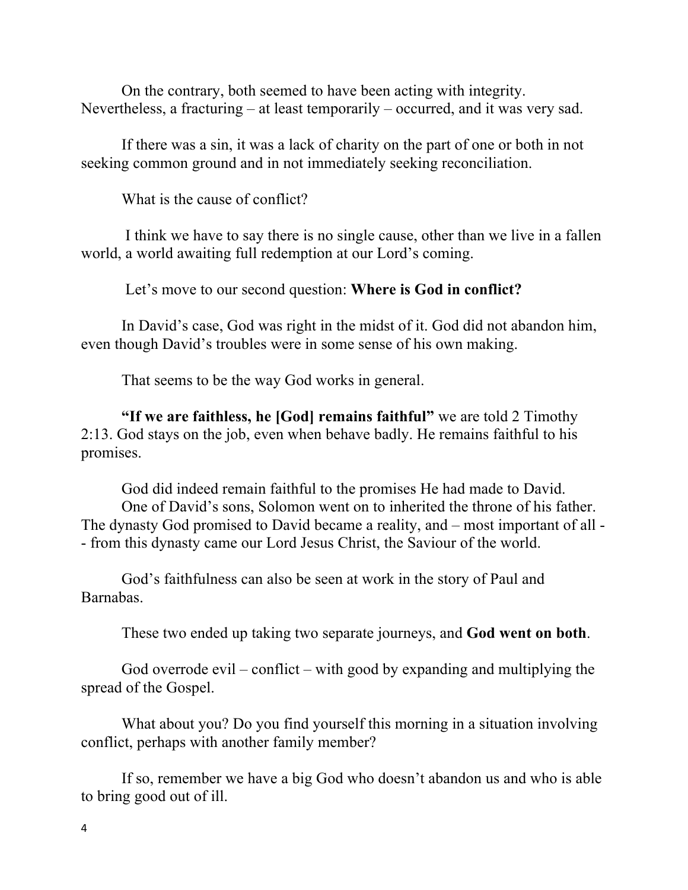On the contrary, both seemed to have been acting with integrity. Nevertheless, a fracturing – at least temporarily – occurred, and it was very sad.

If there was a sin, it was a lack of charity on the part of one or both in not seeking common ground and in not immediately seeking reconciliation.

What is the cause of conflict?

I think we have to say there is no single cause, other than we live in a fallen world, a world awaiting full redemption at our Lord's coming.

Let's move to our second question: **Where is God in conflict?**

In David's case, God was right in the midst of it. God did not abandon him, even though David's troubles were in some sense of his own making.

That seems to be the way God works in general.

**"If we are faithless, he [God] remains faithful"** we are told 2 Timothy 2:13. God stays on the job, even when behave badly. He remains faithful to his promises.

God did indeed remain faithful to the promises He had made to David.
One of David's sons, Solomon went on to inherited the throne of his father. The dynasty God promised to David became a reality, and – most important of all -- from this dynasty came our Lord Jesus Christ, the Saviour of the world.

God's faithfulness can also be seen at work in the story of Paul and Barnabas.

These two ended up taking two separate journeys, and **God went on both**.

God overrode evil – conflict – with good by expanding and multiplying the spread of the Gospel.

What about you? Do you find yourself this morning in a situation involving conflict, perhaps with another family member?

If so, remember we have a big God who doesn't abandon us and who is able to bring good out of ill.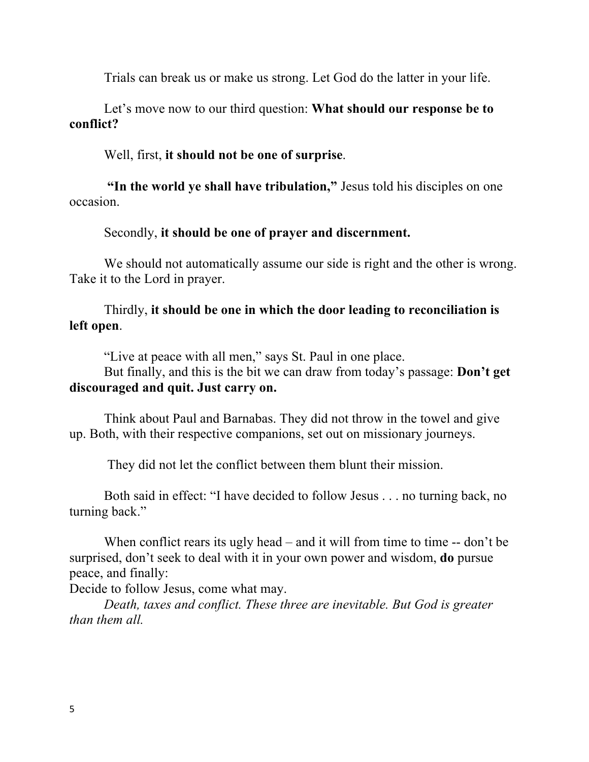Trials can break us or make us strong. Let God do the latter in your life.

Let's move now to our third question: **What should our response be to conflict?**

Well, first, **it should not be one of surprise**.

**"In the world ye shall have tribulation,"** Jesus told his disciples on one occasion.

Secondly, **it should be one of prayer and discernment.**

We should not automatically assume our side is right and the other is wrong. Take it to the Lord in prayer.

Thirdly, **it should be one in which the door leading to reconciliation is left open**.

"Live at peace with all men," says St. Paul in one place.

But finally, and this is the bit we can draw from today's passage: **Don't get discouraged and quit. Just carry on.**

Think about Paul and Barnabas. They did not throw in the towel and give up. Both, with their respective companions, set out on missionary journeys.

They did not let the conflict between them blunt their mission.

Both said in effect: "I have decided to follow Jesus . . . no turning back, no turning back."

When conflict rears its ugly head – and it will from time to time -- don't be surprised, don't seek to deal with it in your own power and wisdom, **do** pursue peace, and finally:

Decide to follow Jesus, come what may.

*Death, taxes and conflict. These three are inevitable. But God is greater than them all.*